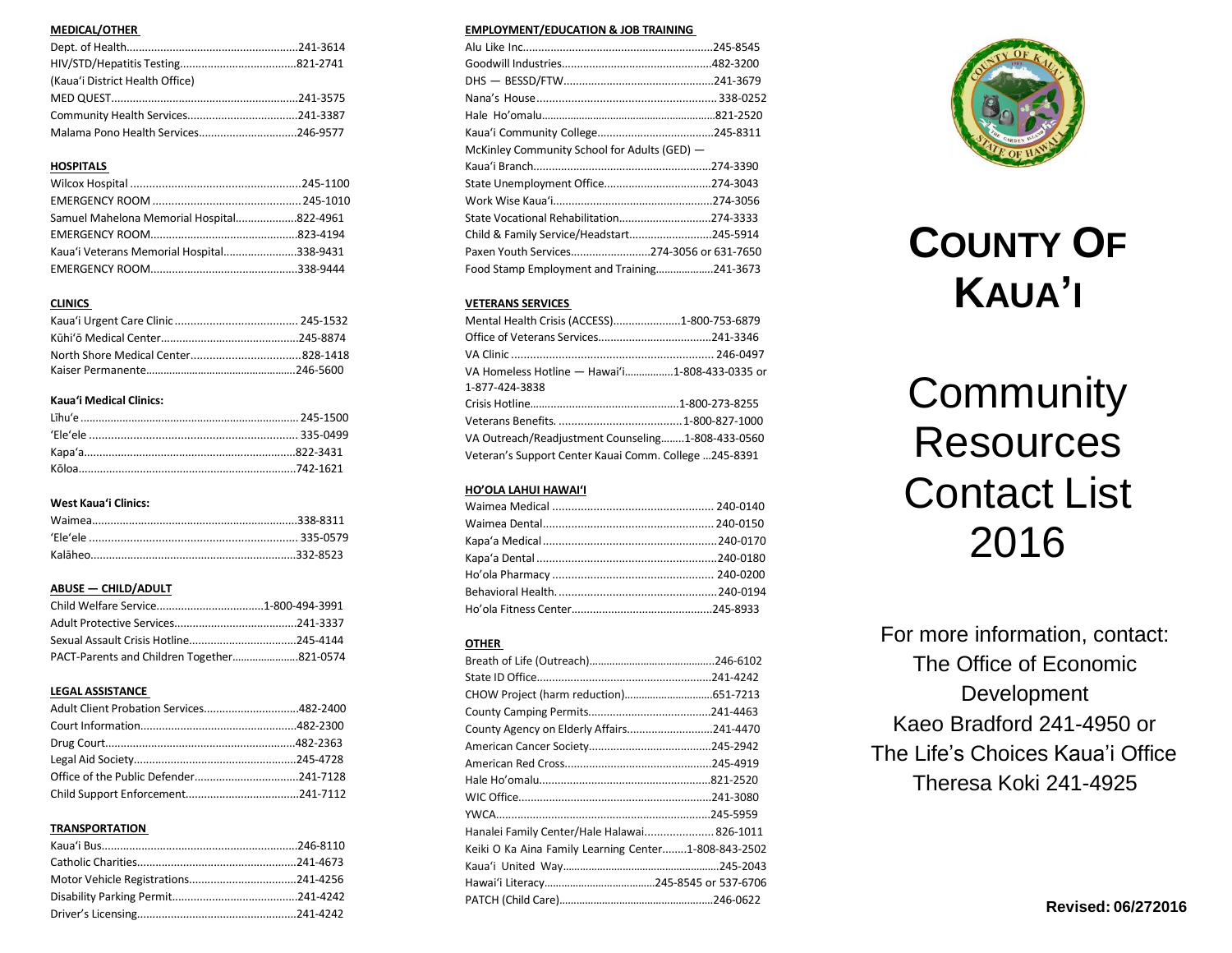## MEDICAL/OTHER

Dept. of Health........................................................241-3614
HIV/STD/Hepatitis Testing......................................821-2741
(Kaua'i District Health Office)
MED QUEST.............................................................241-3575
Community Health Services....................................241-3387
Malama Pono Health Services................................246-9577

## HOSPITALS

Wilcox Hospital .......................................................245-1100
EMERGENCY ROOM ................................................ 245-1010
Samuel Mahelona Memorial Hospital....................822-4961
EMERGENCY ROOM.................................................823-4194
Kaua'i Veterans Memorial Hospital........................338-9431
EMERGENCY ROOM.................................................338-9444

## CLINICS

Kaua'i Urgent Care Clinic ....................................... 245-1532
Kūhi'ō Medical Center.............................................245-8874
North Shore Medical Center...................................828-1418
Kaiser Permanente...................................................246-5600

**Kaua'i Medical Clinics:**

Līhu'e ........................................................................ 245-1500
'Ele'ele ...................................................................... 335-0499
Kapa'a........................................................................822-3431
Kōloa..........................................................................742-1621

**West Kaua'i Clinics:**

Waimea......................................................................338-8311
'Ele'ele ...................................................................... 335-0579
Kalāheo......................................................................332-8523

## ABUSE — CHILD/ADULT

Child Welfare Service...................................1-800-494-3991
Adult Protective Services........................................241-3337
Sexual Assault Crisis Hotline...................................245-4144
PACT-Parents and Children Together.......................821-0574

## LEGAL ASSISTANCE

Adult Client Probation Services...............................482-2400
Court Information....................................................482-2300
Drug Court...............................................................482-2363
Legal Aid Society......................................................245-4728
Office of the Public Defender...................................241-7128
Child Support Enforcement.....................................241-7112

## TRANSPORTATION

Kaua'i Bus.................................................................246-8110
Catholic Charities.....................................................241-4673
Motor Vehicle Registrations....................................241-4256
Disability Parking Permit..........................................241-4242
Driver's Licensing.....................................................241-4242

## EMPLOYMENT/EDUCATION & JOB TRAINING

Alu Like Inc...............................................................245-8545
Goodwill Industries..................................................482-3200
DHS — BESSD/FTW..................................................241-3679
Nana's House.......................................................... 338-0252
Hale Ho'omalu.........................................................821-2520
Kaua'i Community College.......................................245-8311
McKinley Community School for Adults (GED) —
Kaua'i Branch...........................................................274-3390
State Unemployment Office....................................274-3043
Work Wise Kaua'i.....................................................274-3056
State Vocational Rehabilitation...............................274-3333
Child & Family Service/Headstart............................245-5914
Paxen Youth Services...........................274-3056 or 631-7650
Food Stamp Employment and Training....................241-3673

## VETERANS SERVICES

Mental Health Crisis (ACCESS)......................1-800-753-6879
Office of Veterans Services......................................241-3346
VA Clinic .................................................................. 246-0497
VA Homeless Hotline — Hawai'i.................1-808-433-0335 or 1-877-424-3838
Crisis Hotline.................................................1-800-273-8255
Veterans Benefits. .........................................1-800-827-1000
VA Outreach/Readjustment Counseling........1-808-433-0560
Veteran's Support Center Kauai Comm. College ...245-8391

## HO'OLA LAHUI HAWAI'I

Waimea Medical .................................................... 240-0140
Waimea Dental....................................................... 240-0150
Kapa'a Medical .......................................................240-0170
Kapa'a Dental .........................................................240-0180
Ho'ola Pharmacy ................................................... 240-0200
Behavioral Health. ..................................................240-0194
Ho'ola Fitness Center.............................................245-8933

## OTHER

Breath of Life (Outreach)..........................................246-6102
State ID Office.........................................................241-4242
CHOW Project (harm reduction)...............................651-7213
County Camping Permits........................................241-4463
County Agency on Elderly Affairs............................241-4470
American Cancer Society.........................................245-2942
American Red Cross.................................................245-4919
Hale Ho'omalu.........................................................821-2520
WIC Office...............................................................241-3080
YWCA......................................................................245-5959
Hanalei Family Center/Hale Halawai...................... 826-1011
Keiki O Ka Aina Family Learning Center........1-808-843-2502
Kaua'i United Way....................................................245-2043
Hawai'i Literacy......................................245-8545 or 537-6706
PATCH (Child Care)...................................................246-0622

# COUNTY OF KAUA'I

# Community Resources Contact List 2016

For more information, contact:
The Office of Economic Development
Kaeo Bradford 241-4950 or
The Life's Choices Kaua'i Office
Theresa Koki 241-4925

**Revised: 06/272016**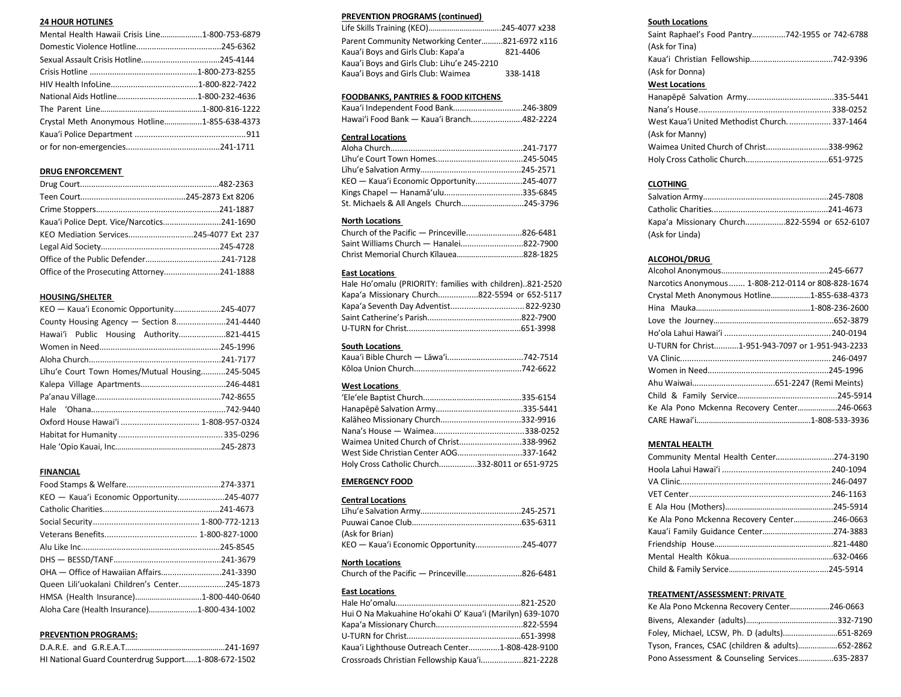#### 24 HOUR HOTLINES

Mental Health Hawaii Crisis Line....................1-800-753-6879
Domestic Violence Hotline......................................245-6362
Sexual Assault Crisis Hotline...................................245-4144
Crisis Hotline ................................................1-800-273-8255
HIV Health InfoLine.......................................1-800-822-7422
National Aids Hotline....................................1-800-232-4636
The Parent Line.................................................1-800-816-1222
Crystal Meth Anonymous Hotline..................1-855-638-4373
Kaua'i Police Department ................................................911
or for non-emergencies.........................................241-1711

#### DRUG ENFORCEMENT

Drug Court.............................................................482-2363
Teen Court...............................................245-2873 Ext 8206
Crime Stoppers......................................................241-1887
Kaua'i Police Dept. Vice/Narcotics..........................241-1690
KEO Mediation Services.............................245-4077 Ext 237
Legal Aid Society.....................................................245-4728
Office of the Public Defender..................................241-7128
Office of the Prosecuting Attorney.........................241-1888

#### HOUSING/SHELTER

KEO — Kaua'i Economic Opportunity.....................245-4077
County Housing Agency — Section 8......................241-4440
Hawai'i Public Housing Authority.....................821-4415
Women in Need.....................................................245-1996
Aloha Church...........................................................241-7177
Līhu'e Court Town Homes/Mutual Housing...........245-5045
Kalepa Village Apartments......................................246-4481
Pa'anau Village.......................................................742-8655
Hale 'Ohana...........................................................742-9440
Oxford House Hawai'i .................................. 1-808-957-0324
Habitat for Humanity ............................................. 335-0296
Hale 'Opio Kauai, Inc..................................................245-2873

#### FINANCIAL

Food Stamps & Welfare.........................................274-3371
KEO — Kaua'i Economic Opportunity.....................245-4077
Catholic Charities...................................................241-4673
Social Security............................................. 1-800-772-1213
Veterans Benefits........................................ 1-800-827-1000
Alu Like Inc.............................................................245-8545
DHS — BESSD/TANF................................................241-3679
OHA — Office of Hawaiian Affairs...........................241-3390
Queen Lili'uokalani Children's Center.....................245-1873
HMSA (Health Insurance)................................1-800-440-0640
Aloha Care (Health Insurance).......................1-800-434-1002

#### PREVENTION PROGRAMS:

D.A.R.E. and G.R.E.A.T...............................................241-1697
HI National Guard Counterdrug Support......1-808-672-1502

#### PREVENTION PROGRAMS (continued)

Life Skills Training (KEO)..................................245-4077 x238
Parent Community Networking Center..........821-6972 x116
Kaua'i Boys and Girls Club: Kapa'a 821-4406
Kaua'i Boys and Girls Club: Lihu'e 245-2210
Kaua'i Boys and Girls Club: Waimea 338-1418

#### FOODBANKS, PANTRIES & FOOD KITCHENS

Kaua'i Independent Food Bank..............................246-3809
Hawai'i Food Bank — Kaua'i Branch.......................482-2224

##### Central Locations

Aloha Church..........................................................241-7177
Līhu'e Court Town Homes.......................................245-5045
Līhu'e Salvation Army.............................................245-2571
KEO — Kaua'i Economic Opportunity.....................245-4077
Kings Chapel — Hanamā'ulu...................................335-6845
St. Michaels & All Angels Church.............................245-3796

##### North Locations

Church of the Pacific — Princeville.........................826-6481
Saint Williams Church — Hanalei............................822-7900
Christ Memorial Church Kīlauea................................828-1825

##### East Locations

Hale Ho'omalu (PRIORITY: families with children)..821-2520
Kapa'a Missionary Church.................822-5594 or 652-5117
Kapa'a Seventh Day Adventist................................ 822-9230
Saint Catherine's Parish..........................................822-7900
U-TURN for Christ...................................................651-3998

##### South Locations

Kaua'i Bible Church — Lāwa'i..................................742-7514
Kōloa Union Church................................................742-6622

##### West Locations

'Ele'ele Baptist Church............................................335-6154
Hanapēpē Salvation Army.......................................335-5441
Kalāheo Missionary Church....................................332-9916
Nana's House — Waimea.......................................338-0252
Waimea United Church of Christ............................338-9962
West Side Christian Center AOG.............................337-1642
Holy Cross Catholic Church.................332-8011 or 651-9725

#### EMERGENCY FOOD

##### Central Locations

Līhu'e Salvation Army.............................................245-2571
Puuwai Canoe Club.................................................635-6311
(Ask for Brian)
KEO — Kaua'i Economic Opportunity.....................245-4077

##### North Locations

Church of the Pacific — Princeville.........................826-6481

##### East Locations

Hale Ho'omalu........................................................821-2520
Hui O Na Makuahine Ho'okahi O' Kaua'i (Marilyn) 639-1070
Kapa'a Missionary Church.......................................822-5594
U-TURN for Christ...................................................651-3998
Kaua'i Lighthouse Outreach Center.............1-808-428-9100
Crossroads Christian Fellowship Kaua'i...................821-2228

##### South Locations

Saint Raphael's Food Pantry...............742-1955 or 742-6788
(Ask for Tina)
Kaua'i Christian Fellowship....................................742-9396
(Ask for Donna)

##### West Locations

Hanapēpē Salvation Army......................................335-5441
Nana's House.........................................................338-0252
West Kaua'i United Methodist Church. .................. 337-1464
(Ask for Manny)
Waimea United Church of Christ............................338-9962
Holy Cross Catholic Church.....................................651-9725

#### CLOTHING

Salvation Army........................................................245-7808
Catholic Charities....................................................241-4673
Kapa'a Missionary Church..................822-5594 or 652-6107
(Ask for Linda)

#### ALCOHOL/DRUG

Alcohol Anonymous................................................245-6677
Narcotics Anonymous....... 1-808-212-0114 or 808-828-1674
Crystal Meth Anonymous Hotline...................1-855-638-4373
Hina Mauka.......................................................1-808-236-2600
Love the Journey.........................................................652-3879
Ho'ola Lahui Hawai'i ..............................................240-0194
U-TURN for Christ...........1-951-943-7097 or 1-951-943-2233
VA Clinic..................................................................246-0497
Women in Need.....................................................245-1996
Ahu Waiwai....................................651-2247 (Remi Meints)
Child & Family Service..............................................245-5914
Ke Ala Pono Mckenna Recovery Center...................246-0663
CARE Hawai'i......................................................1-808-533-3936

#### MENTAL HEALTH

Community Mental Health Center..........................274-3190
Hoola Lahui Hawai'i ...............................................240-1094
VA Clinic.................................................................246-0497
VET Center.............................................................246-1163
E Ala Hou (Mothers)...................................................245-5914
Ke Ala Pono Mckenna Recovery Center...................246-0663
Kaua'i Family Guidance Center..................................274-3883
Friendship House........................................................821-4480
Mental Health Kōkua.................................................632-0466
Child & Family Service.............................................245-5914

#### TREATMENT/ASSESSMENT: PRIVATE

Ke Ala Pono Mckenna Recovery Center...................246-0663
Bivens, Alexander (adults)......................................332-7190
Foley, Michael, LCSW, Ph. D (adults)..........................651-8269
Tyson, Frances, CSAC (children & adults)...................652-2862
Pono Assessment & Counseling Services.................635-2837